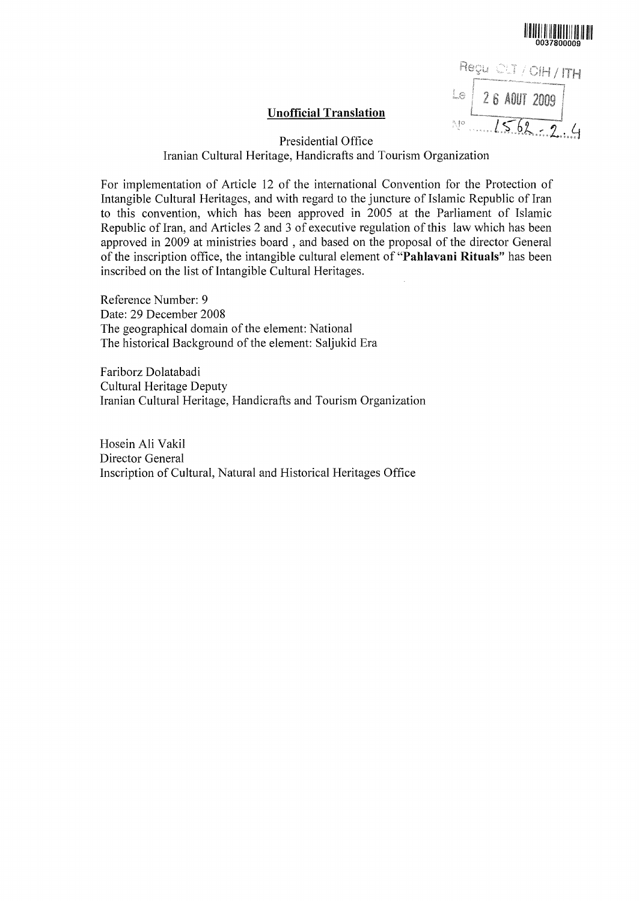0037800009

Reçu CLT / CIH / ITH
Le 26 AOUT 2009
N° 1562-2.4

## Unofficial Translation

Presidential Office
Iranian Cultural Heritage, Handicrafts and Tourism Organization

For implementation of Article 12 of the international Convention for the Protection of Intangible Cultural Heritages, and with regard to the juncture of Islamic Republic of Iran to this convention, which has been approved in 2005 at the Parliament of Islamic Republic of Iran, and Articles 2 and 3 of executive regulation of this law which has been approved in 2009 at ministries board , and based on the proposal of the director General of the inscription office, the intangible cultural element of "**Pahlavani Rituals**" has been inscribed on the list of Intangible Cultural Heritages.

Reference Number: 9
Date: 29 December 2008
The geographical domain of the element: National
The historical Background of the element: Saljukid Era

Fariborz Dolatabadi
Cultural Heritage Deputy
Iranian Cultural Heritage, Handicrafts and Tourism Organization

Hosein Ali Vakil
Director General
Inscription of Cultural, Natural and Historical Heritages Office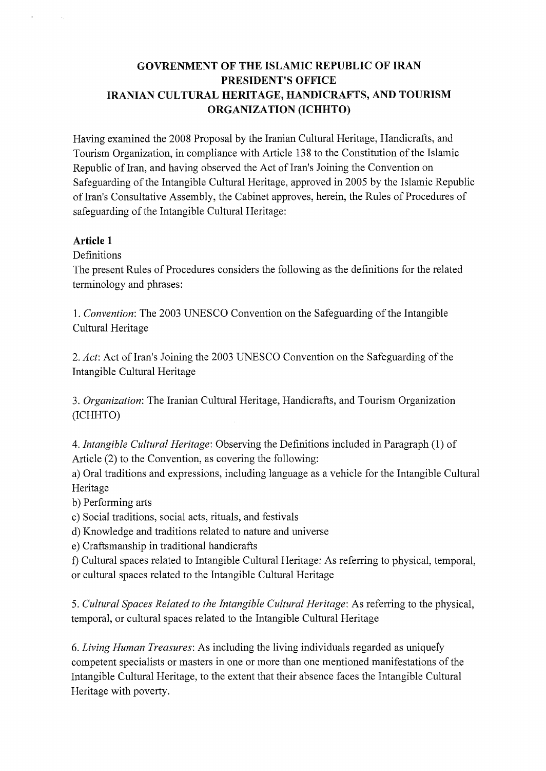**GOVRENMENT OF THE ISLAMIC REPUBLIC OF IRAN**
**PRESIDENT'S OFFICE**
**IRANIAN CULTURAL HERITAGE, HANDICRAFTS, AND TOURISM ORGANIZATION (ICHHTO)**

Having examined the 2008 Proposal by the Iranian Cultural Heritage, Handicrafts, and Tourism Organization, in compliance with Article 138 to the Constitution of the Islamic Republic of Iran, and having observed the Act of Iran's Joining the Convention on Safeguarding of the Intangible Cultural Heritage, approved in 2005 by the Islamic Republic of Iran's Consultative Assembly, the Cabinet approves, herein, the Rules of Procedures of safeguarding of the Intangible Cultural Heritage:

**Article 1**

Definitions

The present Rules of Procedures considers the following as the definitions for the related terminology and phrases:

1. *Convention*: The 2003 UNESCO Convention on the Safeguarding of the Intangible Cultural Heritage

2. *Act*: Act of Iran's Joining the 2003 UNESCO Convention on the Safeguarding of the Intangible Cultural Heritage

3. *Organization*: The Iranian Cultural Heritage, Handicrafts, and Tourism Organization (ICHHTO)

4. *Intangible Cultural Heritage*: Observing the Definitions included in Paragraph (1) of Article (2) to the Convention, as covering the following:

a) Oral traditions and expressions, including language as a vehicle for the Intangible Cultural Heritage

b) Performing arts

c) Social traditions, social acts, rituals, and festivals

d) Knowledge and traditions related to nature and universe

e) Craftsmanship in traditional handicrafts

f) Cultural spaces related to Intangible Cultural Heritage: As referring to physical, temporal, or cultural spaces related to the Intangible Cultural Heritage

5. *Cultural Spaces Related to the Intangible Cultural Heritage*: As referring to the physical, temporal, or cultural spaces related to the Intangible Cultural Heritage

6. *Living Human Treasures*: As including the living individuals regarded as uniquely competent specialists or masters in one or more than one mentioned manifestations of the Intangible Cultural Heritage, to the extent that their absence faces the Intangible Cultural Heritage with poverty.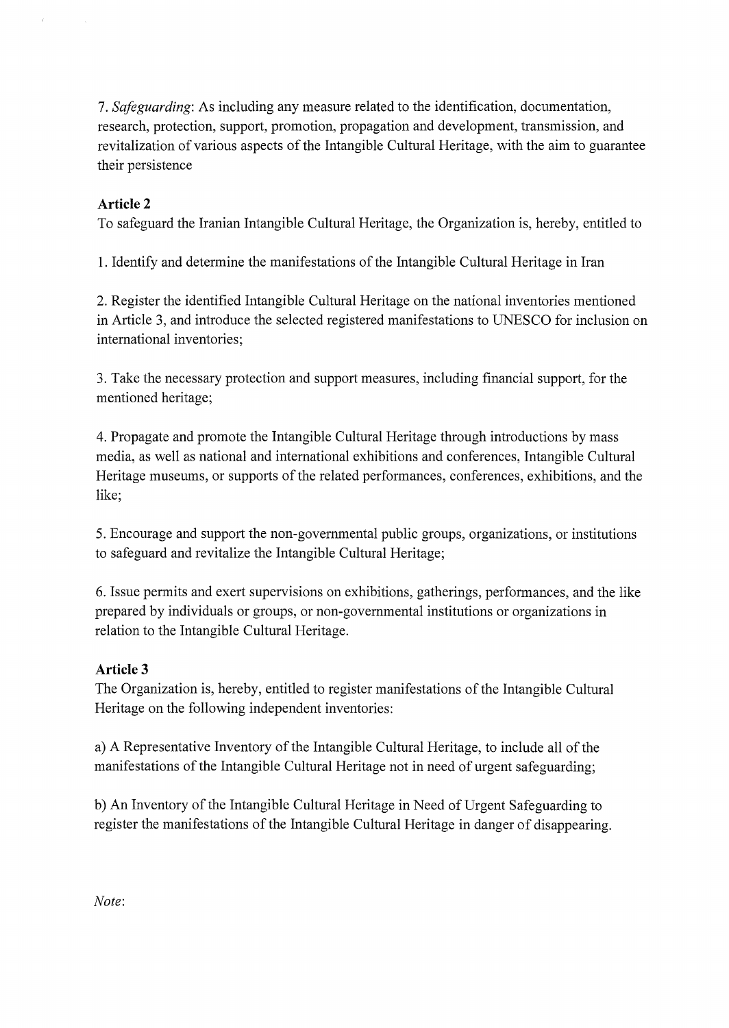7. *Safeguarding*: As including any measure related to the identification, documentation, research, protection, support, promotion, propagation and development, transmission, and revitalization of various aspects of the Intangible Cultural Heritage, with the aim to guarantee their persistence

**Article 2**

To safeguard the Iranian Intangible Cultural Heritage, the Organization is, hereby, entitled to

1. Identify and determine the manifestations of the Intangible Cultural Heritage in Iran

2. Register the identified Intangible Cultural Heritage on the national inventories mentioned in Article 3, and introduce the selected registered manifestations to UNESCO for inclusion on international inventories;

3. Take the necessary protection and support measures, including financial support, for the mentioned heritage;

4. Propagate and promote the Intangible Cultural Heritage through introductions by mass media, as well as national and international exhibitions and conferences, Intangible Cultural Heritage museums, or supports of the related performances, conferences, exhibitions, and the like;

5. Encourage and support the non-governmental public groups, organizations, or institutions to safeguard and revitalize the Intangible Cultural Heritage;

6. Issue permits and exert supervisions on exhibitions, gatherings, performances, and the like prepared by individuals or groups, or non-governmental institutions or organizations in relation to the Intangible Cultural Heritage.

**Article 3**

The Organization is, hereby, entitled to register manifestations of the Intangible Cultural Heritage on the following independent inventories:

a) A Representative Inventory of the Intangible Cultural Heritage, to include all of the manifestations of the Intangible Cultural Heritage not in need of urgent safeguarding;

b) An Inventory of the Intangible Cultural Heritage in Need of Urgent Safeguarding to register the manifestations of the Intangible Cultural Heritage in danger of disappearing.

*Note*: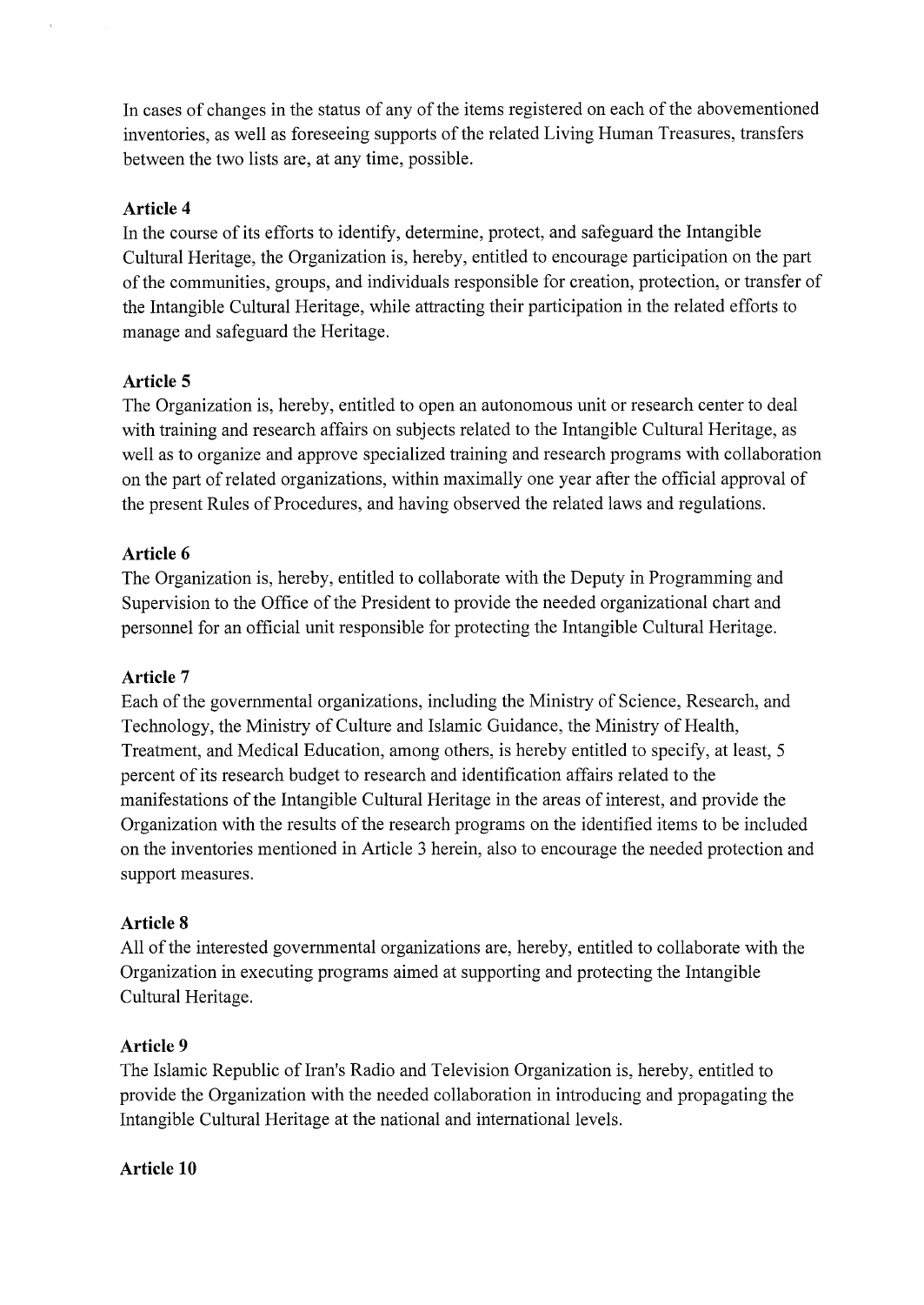In cases of changes in the status of any of the items registered on each of the abovementioned inventories, as well as foreseeing supports of the related Living Human Treasures, transfers between the two lists are, at any time, possible.

**Article 4**

In the course of its efforts to identify, determine, protect, and safeguard the Intangible Cultural Heritage, the Organization is, hereby, entitled to encourage participation on the part of the communities, groups, and individuals responsible for creation, protection, or transfer of the Intangible Cultural Heritage, while attracting their participation in the related efforts to manage and safeguard the Heritage.

**Article 5**

The Organization is, hereby, entitled to open an autonomous unit or research center to deal with training and research affairs on subjects related to the Intangible Cultural Heritage, as well as to organize and approve specialized training and research programs with collaboration on the part of related organizations, within maximally one year after the official approval of the present Rules of Procedures, and having observed the related laws and regulations.

**Article 6**

The Organization is, hereby, entitled to collaborate with the Deputy in Programming and Supervision to the Office of the President to provide the needed organizational chart and personnel for an official unit responsible for protecting the Intangible Cultural Heritage.

**Article 7**

Each of the governmental organizations, including the Ministry of Science, Research, and Technology, the Ministry of Culture and Islamic Guidance, the Ministry of Health, Treatment, and Medical Education, among others, is hereby entitled to specify, at least, 5 percent of its research budget to research and identification affairs related to the manifestations of the Intangible Cultural Heritage in the areas of interest, and provide the Organization with the results of the research programs on the identified items to be included on the inventories mentioned in Article 3 herein, also to encourage the needed protection and support measures.

**Article 8**

All of the interested governmental organizations are, hereby, entitled to collaborate with the Organization in executing programs aimed at supporting and protecting the Intangible Cultural Heritage.

**Article 9**

The Islamic Republic of Iran's Radio and Television Organization is, hereby, entitled to provide the Organization with the needed collaboration in introducing and propagating the Intangible Cultural Heritage at the national and international levels.

**Article 10**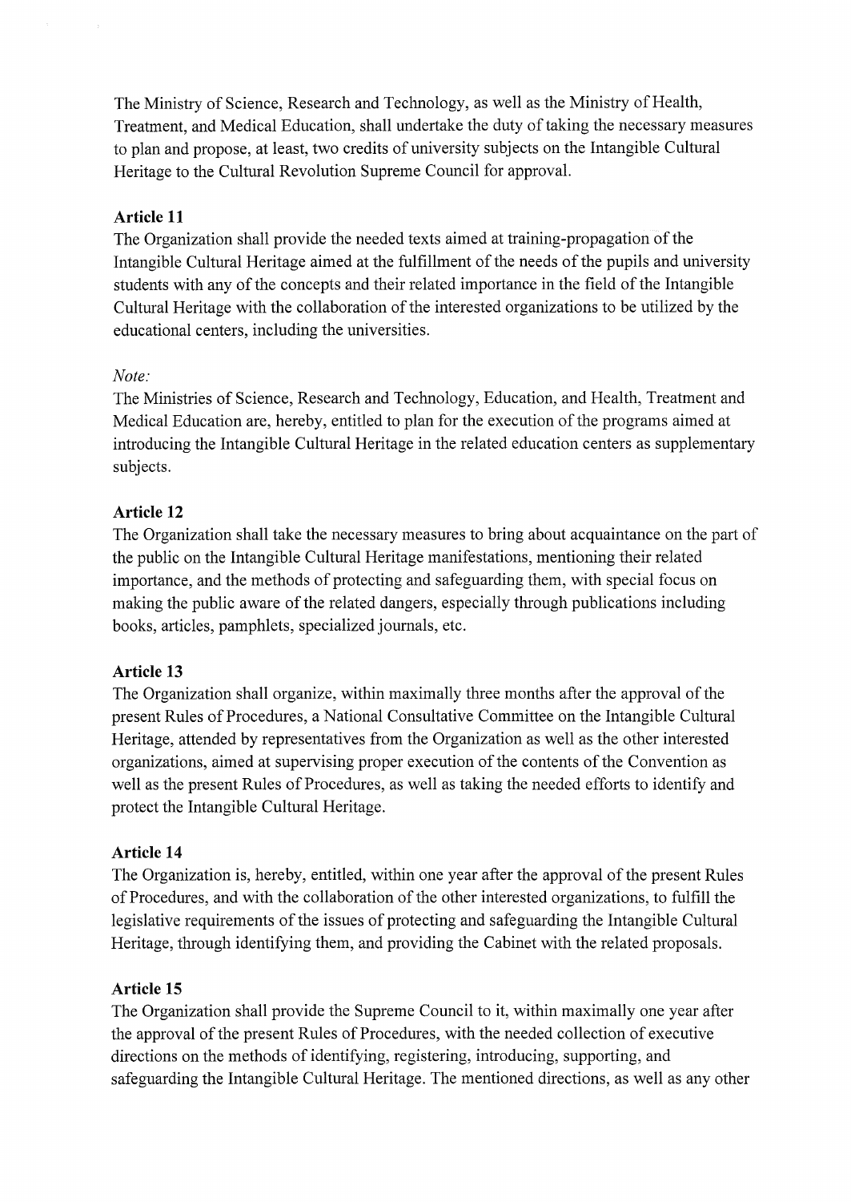The Ministry of Science, Research and Technology, as well as the Ministry of Health, Treatment, and Medical Education, shall undertake the duty of taking the necessary measures to plan and propose, at least, two credits of university subjects on the Intangible Cultural Heritage to the Cultural Revolution Supreme Council for approval.

### Article 11

The Organization shall provide the needed texts aimed at training-propagation of the Intangible Cultural Heritage aimed at the fulfillment of the needs of the pupils and university students with any of the concepts and their related importance in the field of the Intangible Cultural Heritage with the collaboration of the interested organizations to be utilized by the educational centers, including the universities.

*Note:*

The Ministries of Science, Research and Technology, Education, and Health, Treatment and Medical Education are, hereby, entitled to plan for the execution of the programs aimed at introducing the Intangible Cultural Heritage in the related education centers as supplementary subjects.

### Article 12

The Organization shall take the necessary measures to bring about acquaintance on the part of the public on the Intangible Cultural Heritage manifestations, mentioning their related importance, and the methods of protecting and safeguarding them, with special focus on making the public aware of the related dangers, especially through publications including books, articles, pamphlets, specialized journals, etc.

### Article 13

The Organization shall organize, within maximally three months after the approval of the present Rules of Procedures, a National Consultative Committee on the Intangible Cultural Heritage, attended by representatives from the Organization as well as the other interested organizations, aimed at supervising proper execution of the contents of the Convention as well as the present Rules of Procedures, as well as taking the needed efforts to identify and protect the Intangible Cultural Heritage.

### Article 14

The Organization is, hereby, entitled, within one year after the approval of the present Rules of Procedures, and with the collaboration of the other interested organizations, to fulfill the legislative requirements of the issues of protecting and safeguarding the Intangible Cultural Heritage, through identifying them, and providing the Cabinet with the related proposals.

### Article 15

The Organization shall provide the Supreme Council to it, within maximally one year after the approval of the present Rules of Procedures, with the needed collection of executive directions on the methods of identifying, registering, introducing, supporting, and safeguarding the Intangible Cultural Heritage. The mentioned directions, as well as any other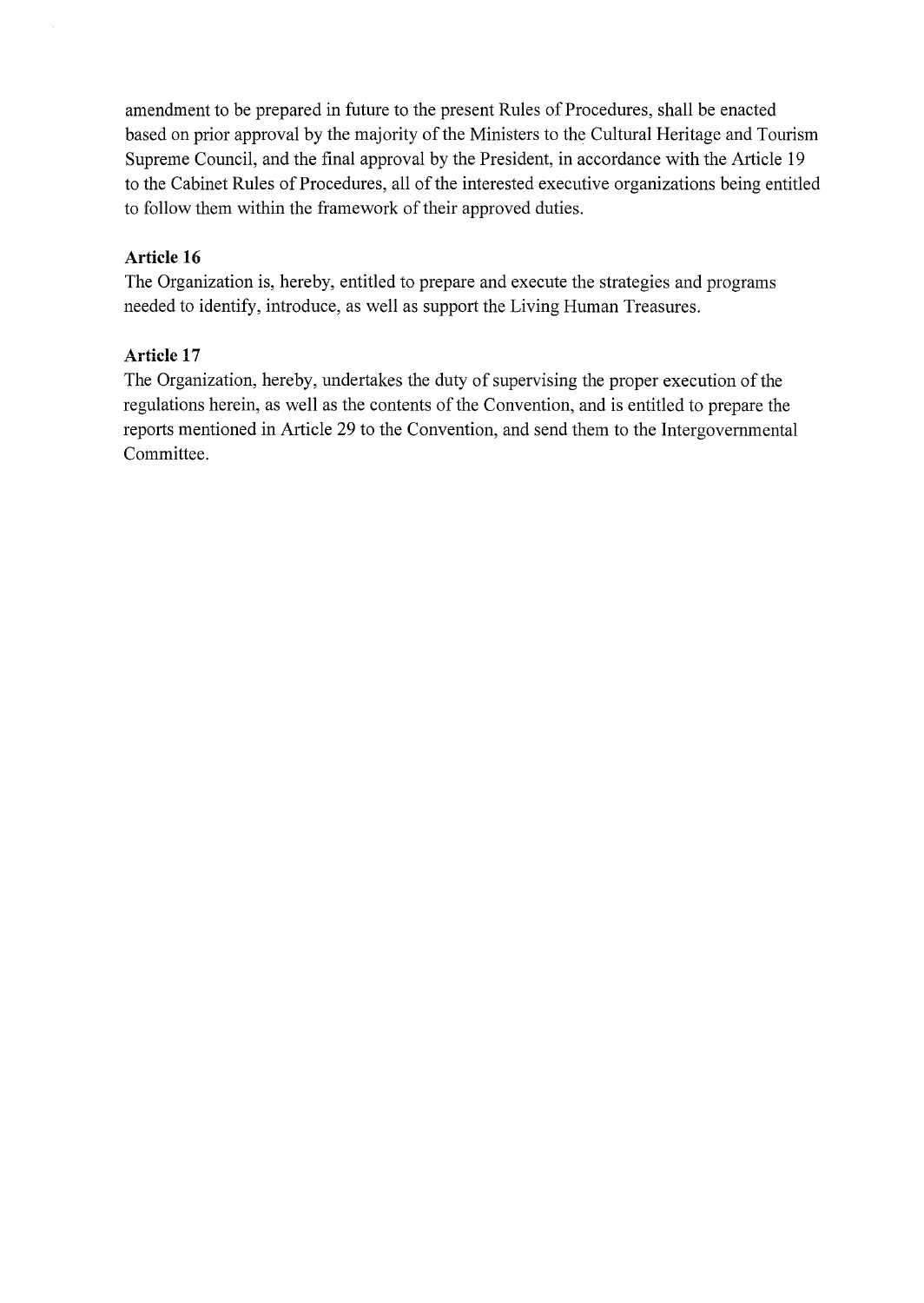amendment to be prepared in future to the present Rules of Procedures, shall be enacted based on prior approval by the majority of the Ministers to the Cultural Heritage and Tourism Supreme Council, and the final approval by the President, in accordance with the Article 19 to the Cabinet Rules of Procedures, all of the interested executive organizations being entitled to follow them within the framework of their approved duties.

**Article 16**

The Organization is, hereby, entitled to prepare and execute the strategies and programs needed to identify, introduce, as well as support the Living Human Treasures.

**Article 17**

The Organization, hereby, undertakes the duty of supervising the proper execution of the regulations herein, as well as the contents of the Convention, and is entitled to prepare the reports mentioned in Article 29 to the Convention, and send them to the Intergovernmental Committee.